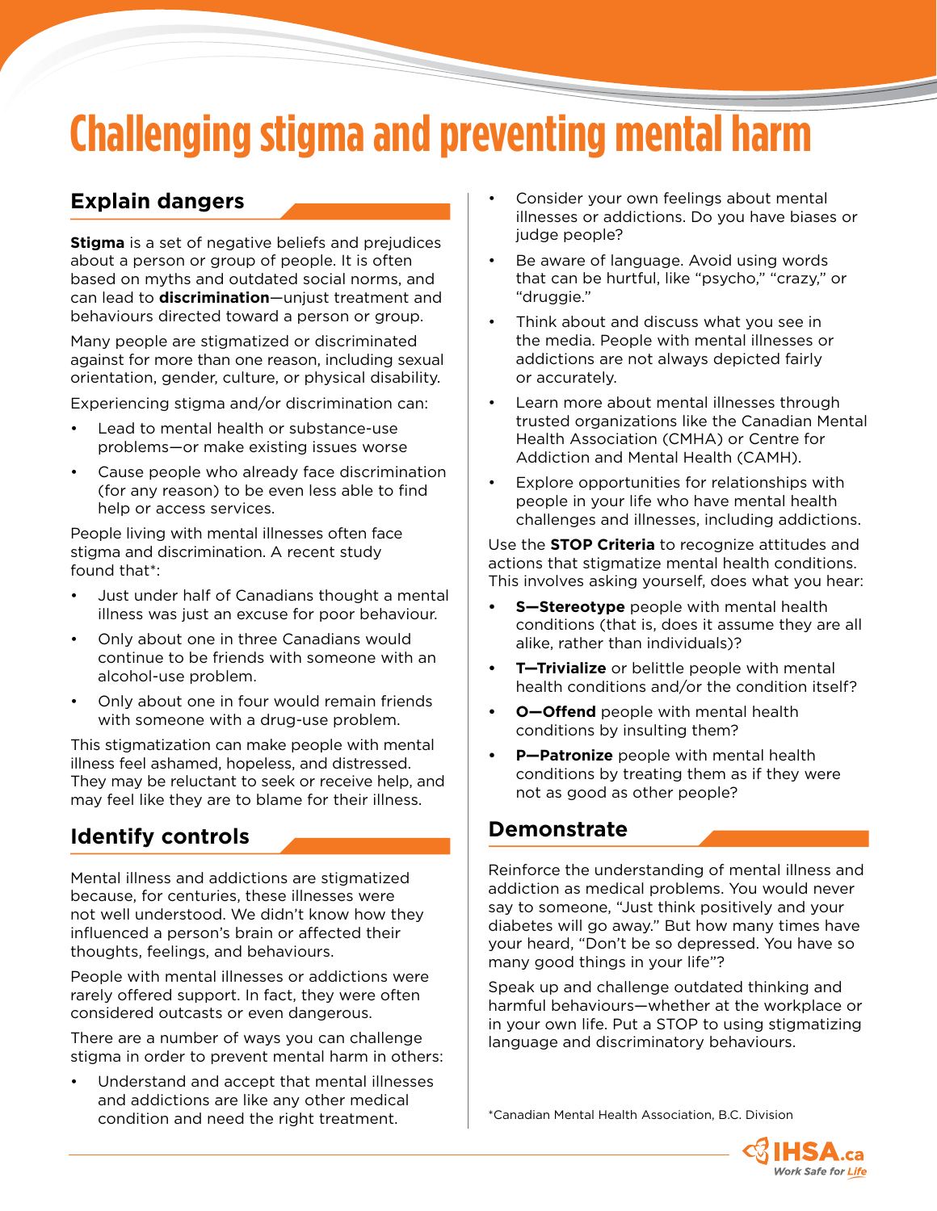# Challenging stigma and preventing mental harm

## Explain dangers

**Stigma** is a set of negative beliefs and prejudices about a person or group of people. It is often based on myths and outdated social norms, and can lead to **discrimination**—unjust treatment and behaviours directed toward a person or group.

Many people are stigmatized or discriminated against for more than one reason, including sexual orientation, gender, culture, or physical disability.

Experiencing stigma and/or discrimination can:

- Lead to mental health or substance-use problems—or make existing issues worse
- Cause people who already face discrimination (for any reason) to be even less able to find help or access services.

People living with mental illnesses often face stigma and discrimination. A recent study found that*:

- Just under half of Canadians thought a mental illness was just an excuse for poor behaviour.
- Only about one in three Canadians would continue to be friends with someone with an alcohol-use problem.
- Only about one in four would remain friends with someone with a drug-use problem.

This stigmatization can make people with mental illness feel ashamed, hopeless, and distressed. They may be reluctant to seek or receive help, and may feel like they are to blame for their illness.

## Identify controls

Mental illness and addictions are stigmatized because, for centuries, these illnesses were not well understood. We didn't know how they influenced a person's brain or affected their thoughts, feelings, and behaviours.

People with mental illnesses or addictions were rarely offered support. In fact, they were often considered outcasts or even dangerous.

There are a number of ways you can challenge stigma in order to prevent mental harm in others:

- Understand and accept that mental illnesses and addictions are like any other medical condition and need the right treatment.
- Consider your own feelings about mental illnesses or addictions. Do you have biases or judge people?
- Be aware of language. Avoid using words that can be hurtful, like "psycho," "crazy," or "druggie."
- Think about and discuss what you see in the media. People with mental illnesses or addictions are not always depicted fairly or accurately.
- Learn more about mental illnesses through trusted organizations like the Canadian Mental Health Association (CMHA) or Centre for Addiction and Mental Health (CAMH).
- Explore opportunities for relationships with people in your life who have mental health challenges and illnesses, including addictions.

Use the **STOP Criteria** to recognize attitudes and actions that stigmatize mental health conditions. This involves asking yourself, does what you hear:

- **S—Stereotype** people with mental health conditions (that is, does it assume they are all alike, rather than individuals)?
- **T—Trivialize** or belittle people with mental health conditions and/or the condition itself?
- **O—Offend** people with mental health conditions by insulting them?
- **P—Patronize** people with mental health conditions by treating them as if they were not as good as other people?

## Demonstrate

Reinforce the understanding of mental illness and addiction as medical problems. You would never say to someone, "Just think positively and your diabetes will go away." But how many times have your heard, "Don't be so depressed. You have so many good things in your life"?

Speak up and challenge outdated thinking and harmful behaviours—whether at the workplace or in your own life. Put a STOP to using stigmatizing language and discriminatory behaviours.

*Canadian Mental Health Association, B.C. Division

IHSA.ca Work Safe for Life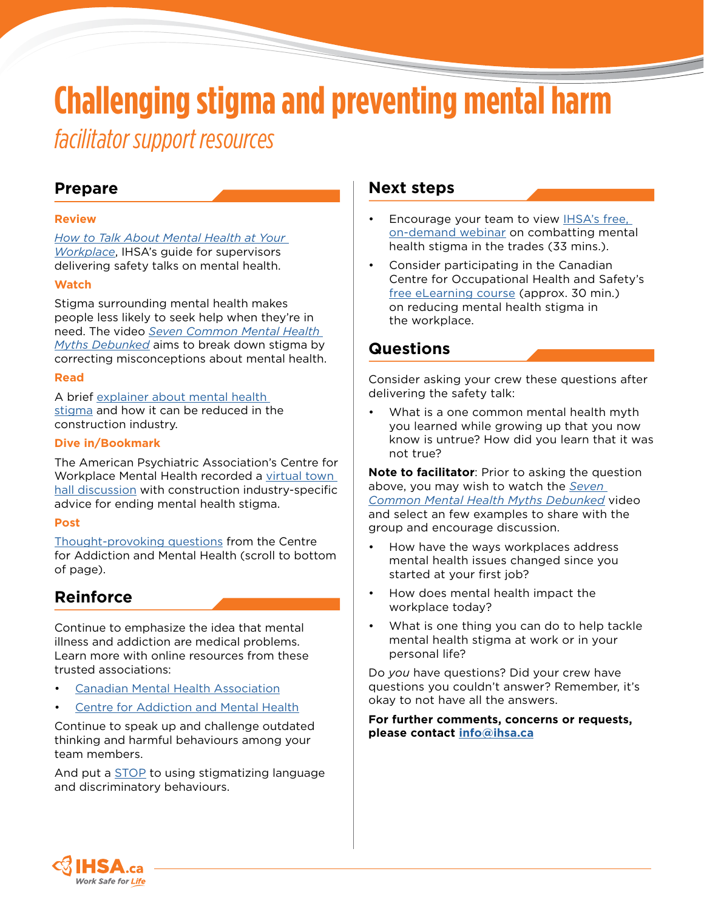# Challenging stigma and preventing mental harm

*facilitator support resources*

## Prepare

### Review

*How to Talk About Mental Health at Your Workplace*, IHSA's guide for supervisors delivering safety talks on mental health.

### Watch

Stigma surrounding mental health makes people less likely to seek help when they're in need. The video *Seven Common Mental Health Myths Debunked* aims to break down stigma by correcting misconceptions about mental health.

### Read

A brief explainer about mental health stigma and how it can be reduced in the construction industry.

### Dive in/Bookmark

The American Psychiatric Association's Centre for Workplace Mental Health recorded a virtual town hall discussion with construction industry-specific advice for ending mental health stigma.

### Post

Thought-provoking questions from the Centre for Addiction and Mental Health (scroll to bottom of page).

## Reinforce

Continue to emphasize the idea that mental illness and addiction are medical problems. Learn more with online resources from these trusted associations:

- Canadian Mental Health Association
- Centre for Addiction and Mental Health

Continue to speak up and challenge outdated thinking and harmful behaviours among your team members.

And put a STOP to using stigmatizing language and discriminatory behaviours.

## Next steps

- Encourage your team to view IHSA's free, on-demand webinar on combatting mental health stigma in the trades (33 mins.).
- Consider participating in the Canadian Centre for Occupational Health and Safety's free eLearning course (approx. 30 min.) on reducing mental health stigma in the workplace.

## Questions

Consider asking your crew these questions after delivering the safety talk:

- What is a one common mental health myth you learned while growing up that you now know is untrue? How did you learn that it was not true?

**Note to facilitator**: Prior to asking the question above, you may wish to watch the *Seven Common Mental Health Myths Debunked* video and select an few examples to share with the group and encourage discussion.

- How have the ways workplaces address mental health issues changed since you started at your first job?
- How does mental health impact the workplace today?
- What is one thing you can do to help tackle mental health stigma at work or in your personal life?

Do *you* have questions? Did your crew have questions you couldn't answer? Remember, it's okay to not have all the answers.

**For further comments, concerns or requests, please contact info@ihsa.ca**